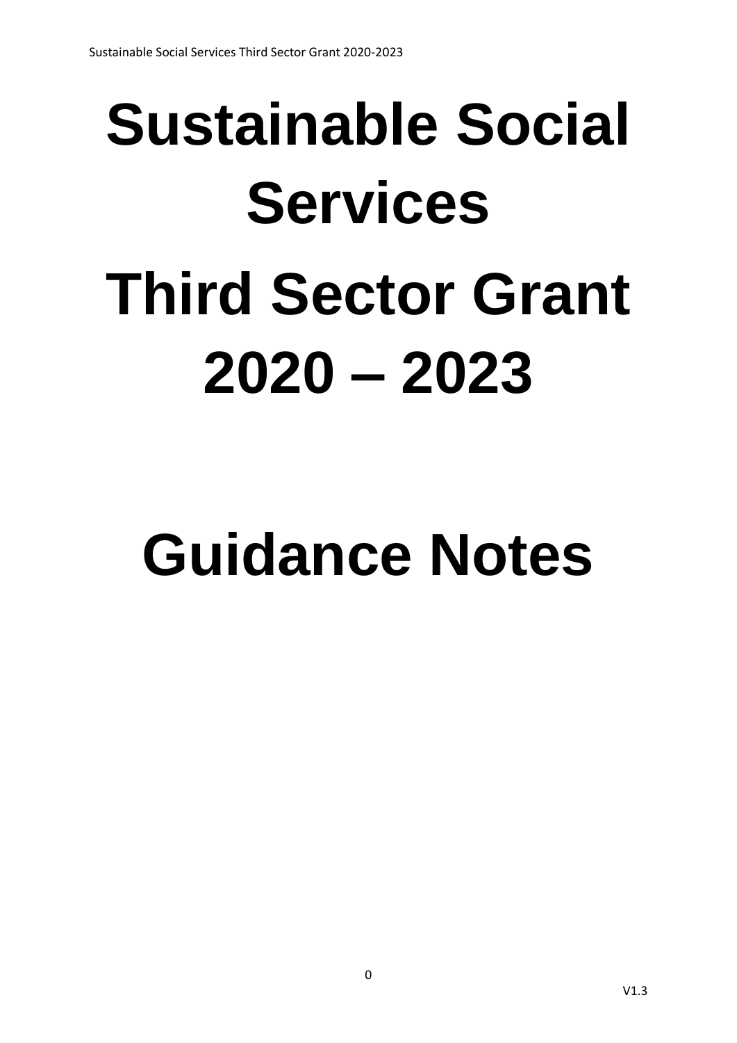# Sustainable Social Services

# Third Sector Grant 2020 – 2023

# Guidance Notes

V1.3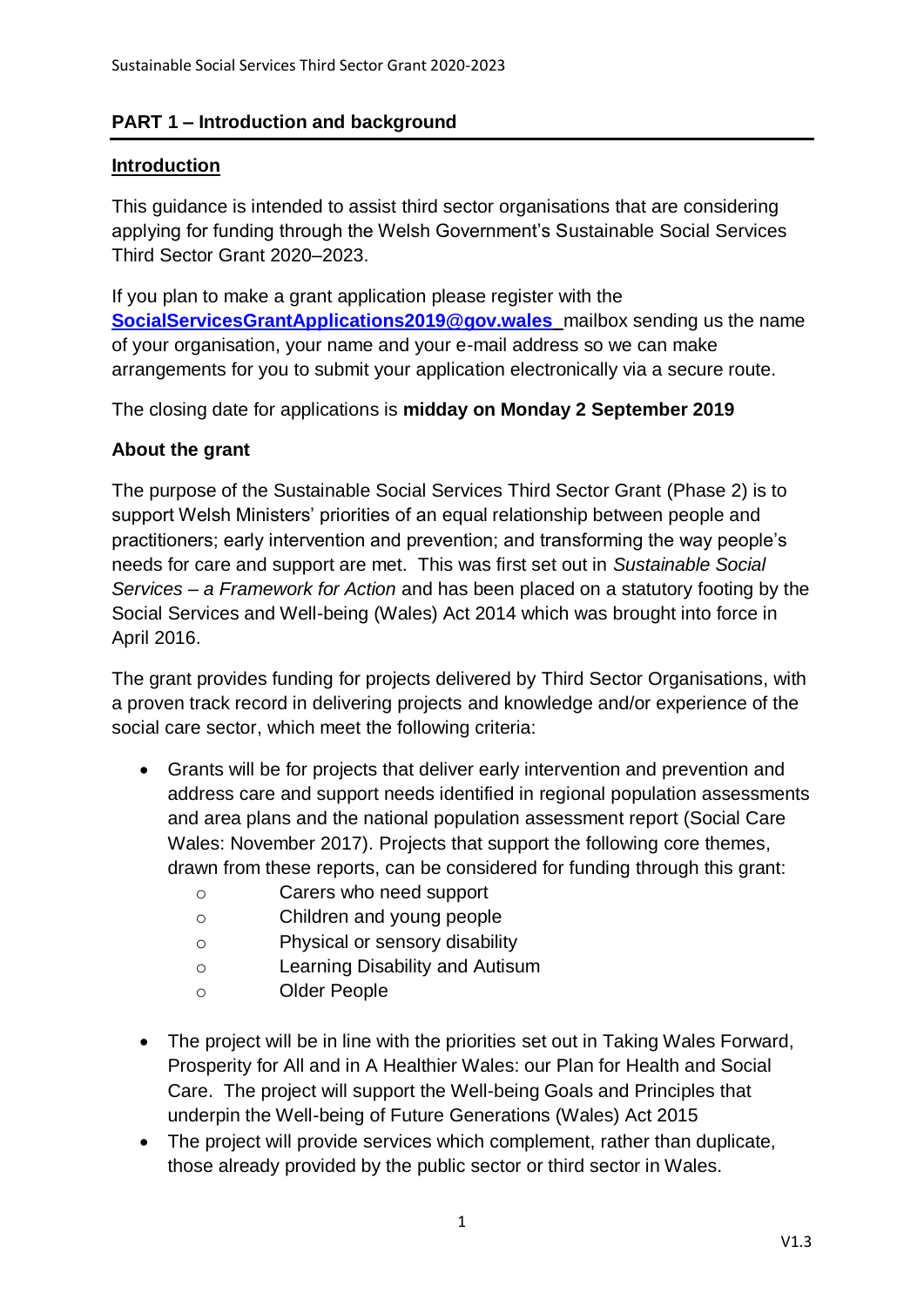## PART 1 – Introduction and background

### Introduction

This guidance is intended to assist third sector organisations that are considering applying for funding through the Welsh Government's Sustainable Social Services Third Sector Grant 2020–2023.

If you plan to make a grant application please register with the **SocialServicesGrantApplications2019@gov.wales** mailbox sending us the name of your organisation, your name and your e-mail address so we can make arrangements for you to submit your application electronically via a secure route.

The closing date for applications is **midday on Monday 2 September 2019**

### About the grant

The purpose of the Sustainable Social Services Third Sector Grant (Phase 2) is to support Welsh Ministers' priorities of an equal relationship between people and practitioners; early intervention and prevention; and transforming the way people's needs for care and support are met. This was first set out in *Sustainable Social Services – a Framework for Action* and has been placed on a statutory footing by the Social Services and Well-being (Wales) Act 2014 which was brought into force in April 2016.

The grant provides funding for projects delivered by Third Sector Organisations, with a proven track record in delivering projects and knowledge and/or experience of the social care sector, which meet the following criteria:

- Grants will be for projects that deliver early intervention and prevention and address care and support needs identified in regional population assessments and area plans and the national population assessment report (Social Care Wales: November 2017). Projects that support the following core themes, drawn from these reports, can be considered for funding through this grant:
  - Carers who need support
  - Children and young people
  - Physical or sensory disability
  - Learning Disability and Autisum
  - Older People
- The project will be in line with the priorities set out in Taking Wales Forward, Prosperity for All and in A Healthier Wales: our Plan for Health and Social Care. The project will support the Well-being Goals and Principles that underpin the Well-being of Future Generations (Wales) Act 2015
- The project will provide services which complement, rather than duplicate, those already provided by the public sector or third sector in Wales.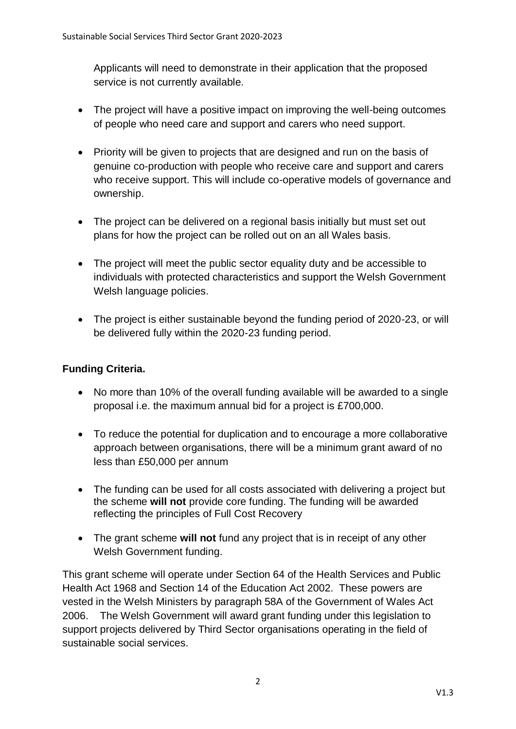Applicants will need to demonstrate in their application that the proposed service is not currently available.

- The project will have a positive impact on improving the well-being outcomes of people who need care and support and carers who need support.
- Priority will be given to projects that are designed and run on the basis of genuine co-production with people who receive care and support and carers who receive support. This will include co-operative models of governance and ownership.
- The project can be delivered on a regional basis initially but must set out plans for how the project can be rolled out on an all Wales basis.
- The project will meet the public sector equality duty and be accessible to individuals with protected characteristics and support the Welsh Government Welsh language policies.
- The project is either sustainable beyond the funding period of 2020-23, or will be delivered fully within the 2020-23 funding period.

**Funding Criteria.**

- No more than 10% of the overall funding available will be awarded to a single proposal i.e. the maximum annual bid for a project is £700,000.
- To reduce the potential for duplication and to encourage a more collaborative approach between organisations, there will be a minimum grant award of no less than £50,000 per annum
- The funding can be used for all costs associated with delivering a project but the scheme **will not** provide core funding. The funding will be awarded reflecting the principles of Full Cost Recovery
- The grant scheme **will not** fund any project that is in receipt of any other Welsh Government funding.

This grant scheme will operate under Section 64 of the Health Services and Public Health Act 1968 and Section 14 of the Education Act 2002. These powers are vested in the Welsh Ministers by paragraph 58A of the Government of Wales Act 2006. The Welsh Government will award grant funding under this legislation to support projects delivered by Third Sector organisations operating in the field of sustainable social services.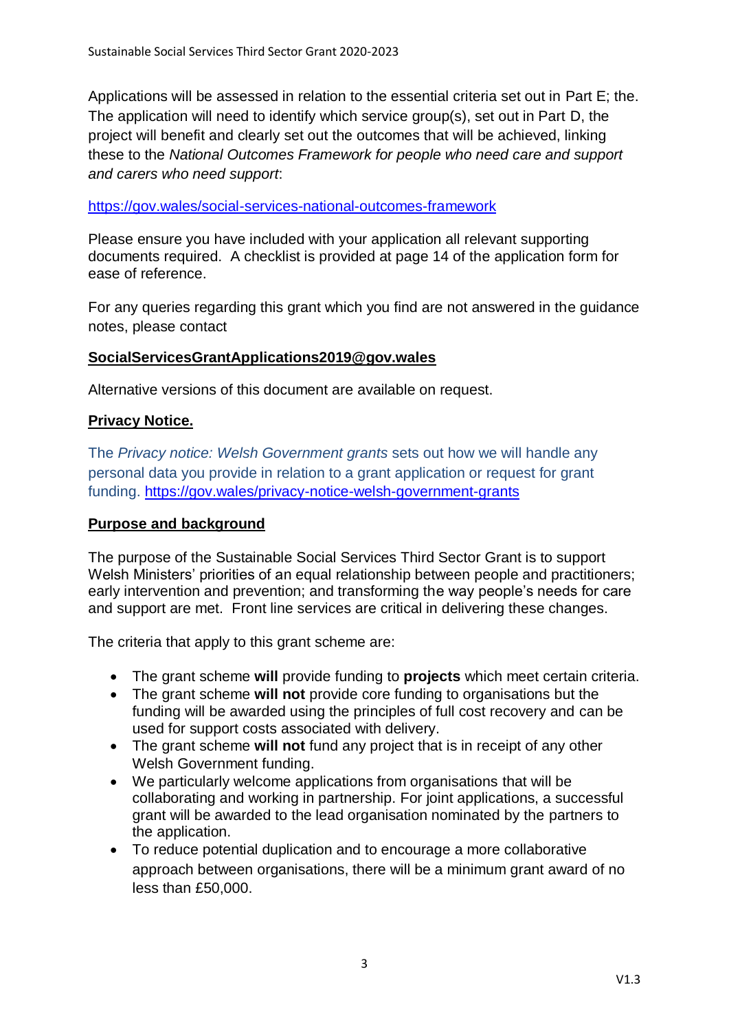Applications will be assessed in relation to the essential criteria set out in Part E; the. The application will need to identify which service group(s), set out in Part D, the project will benefit and clearly set out the outcomes that will be achieved, linking these to the *National Outcomes Framework for people who need care and support and carers who need support*:

https://gov.wales/social-services-national-outcomes-framework

Please ensure you have included with your application all relevant supporting documents required. A checklist is provided at page 14 of the application form for ease of reference.

For any queries regarding this grant which you find are not answered in the guidance notes, please contact

**SocialServicesGrantApplications2019@gov.wales**

Alternative versions of this document are available on request.

**Privacy Notice.**

The *Privacy notice: Welsh Government grants* sets out how we will handle any personal data you provide in relation to a grant application or request for grant funding. https://gov.wales/privacy-notice-welsh-government-grants

**Purpose and background**

The purpose of the Sustainable Social Services Third Sector Grant is to support Welsh Ministers' priorities of an equal relationship between people and practitioners; early intervention and prevention; and transforming the way people's needs for care and support are met. Front line services are critical in delivering these changes.

The criteria that apply to this grant scheme are:

- The grant scheme **will** provide funding to **projects** which meet certain criteria.
- The grant scheme **will not** provide core funding to organisations but the funding will be awarded using the principles of full cost recovery and can be used for support costs associated with delivery.
- The grant scheme **will not** fund any project that is in receipt of any other Welsh Government funding.
- We particularly welcome applications from organisations that will be collaborating and working in partnership. For joint applications, a successful grant will be awarded to the lead organisation nominated by the partners to the application.
- To reduce potential duplication and to encourage a more collaborative approach between organisations, there will be a minimum grant award of no less than £50,000.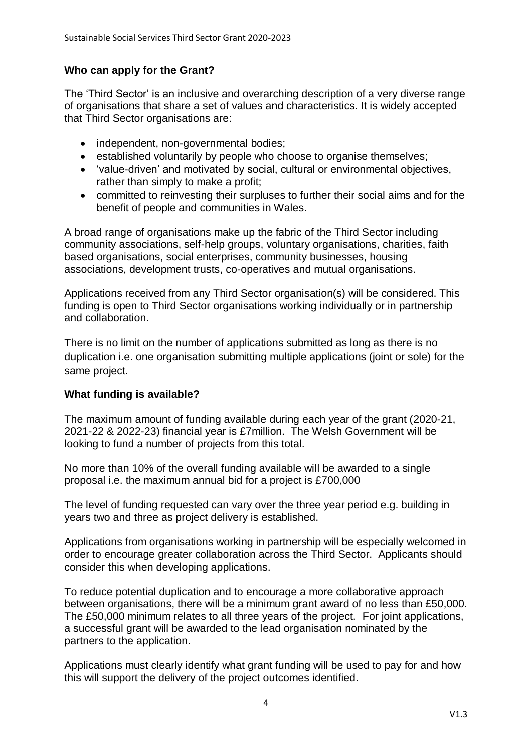**Who can apply for the Grant?**

The 'Third Sector' is an inclusive and overarching description of a very diverse range of organisations that share a set of values and characteristics. It is widely accepted that Third Sector organisations are:

- independent, non-governmental bodies;
- established voluntarily by people who choose to organise themselves;
- 'value-driven' and motivated by social, cultural or environmental objectives, rather than simply to make a profit;
- committed to reinvesting their surpluses to further their social aims and for the benefit of people and communities in Wales.

A broad range of organisations make up the fabric of the Third Sector including community associations, self-help groups, voluntary organisations, charities, faith based organisations, social enterprises, community businesses, housing associations, development trusts, co-operatives and mutual organisations.

Applications received from any Third Sector organisation(s) will be considered. This funding is open to Third Sector organisations working individually or in partnership and collaboration.

There is no limit on the number of applications submitted as long as there is no duplication i.e. one organisation submitting multiple applications (joint or sole) for the same project.

**What funding is available?**

The maximum amount of funding available during each year of the grant (2020-21, 2021-22 & 2022-23) financial year is £7million. The Welsh Government will be looking to fund a number of projects from this total.

No more than 10% of the overall funding available will be awarded to a single proposal i.e. the maximum annual bid for a project is £700,000

The level of funding requested can vary over the three year period e.g. building in years two and three as project delivery is established.

Applications from organisations working in partnership will be especially welcomed in order to encourage greater collaboration across the Third Sector. Applicants should consider this when developing applications.

To reduce potential duplication and to encourage a more collaborative approach between organisations, there will be a minimum grant award of no less than £50,000. The £50,000 minimum relates to all three years of the project. For joint applications, a successful grant will be awarded to the lead organisation nominated by the partners to the application.

Applications must clearly identify what grant funding will be used to pay for and how this will support the delivery of the project outcomes identified.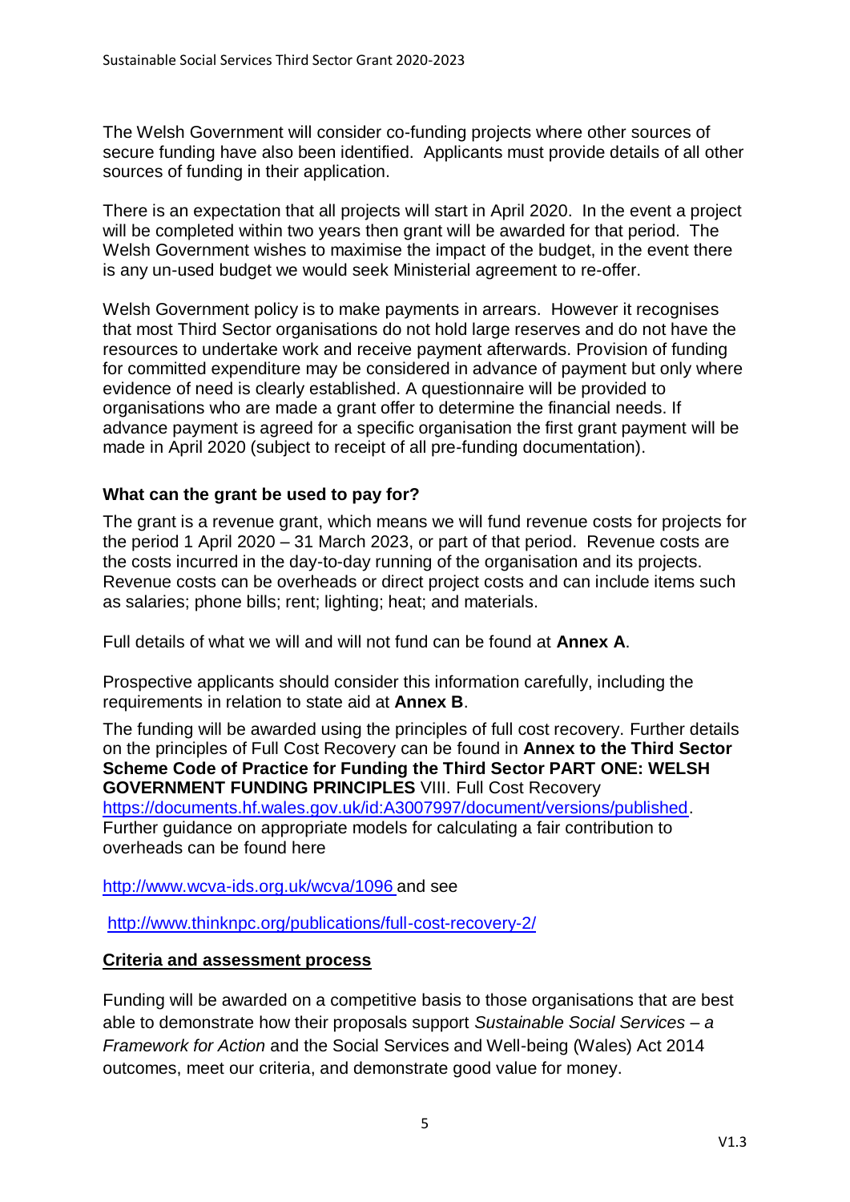The Welsh Government will consider co-funding projects where other sources of secure funding have also been identified. Applicants must provide details of all other sources of funding in their application.

There is an expectation that all projects will start in April 2020. In the event a project will be completed within two years then grant will be awarded for that period. The Welsh Government wishes to maximise the impact of the budget, in the event there is any un-used budget we would seek Ministerial agreement to re-offer.

Welsh Government policy is to make payments in arrears. However it recognises that most Third Sector organisations do not hold large reserves and do not have the resources to undertake work and receive payment afterwards. Provision of funding for committed expenditure may be considered in advance of payment but only where evidence of need is clearly established. A questionnaire will be provided to organisations who are made a grant offer to determine the financial needs. If advance payment is agreed for a specific organisation the first grant payment will be made in April 2020 (subject to receipt of all pre-funding documentation).

### What can the grant be used to pay for?

The grant is a revenue grant, which means we will fund revenue costs for projects for the period 1 April 2020 – 31 March 2023, or part of that period. Revenue costs are the costs incurred in the day-to-day running of the organisation and its projects. Revenue costs can be overheads or direct project costs and can include items such as salaries; phone bills; rent; lighting; heat; and materials.

Full details of what we will and will not fund can be found at **Annex A**.

Prospective applicants should consider this information carefully, including the requirements in relation to state aid at **Annex B**.

The funding will be awarded using the principles of full cost recovery. Further details on the principles of Full Cost Recovery can be found in **Annex to the Third Sector Scheme Code of Practice for Funding the Third Sector PART ONE: WELSH GOVERNMENT FUNDING PRINCIPLES** VIII. Full Cost Recovery https://documents.hf.wales.gov.uk/id:A3007997/document/versions/published. Further guidance on appropriate models for calculating a fair contribution to overheads can be found here

http://www.wcva-ids.org.uk/wcva/1096 and see

http://www.thinknpc.org/publications/full-cost-recovery-2/

### Criteria and assessment process

Funding will be awarded on a competitive basis to those organisations that are best able to demonstrate how their proposals support *Sustainable Social Services – a Framework for Action* and the Social Services and Well-being (Wales) Act 2014 outcomes, meet our criteria, and demonstrate good value for money.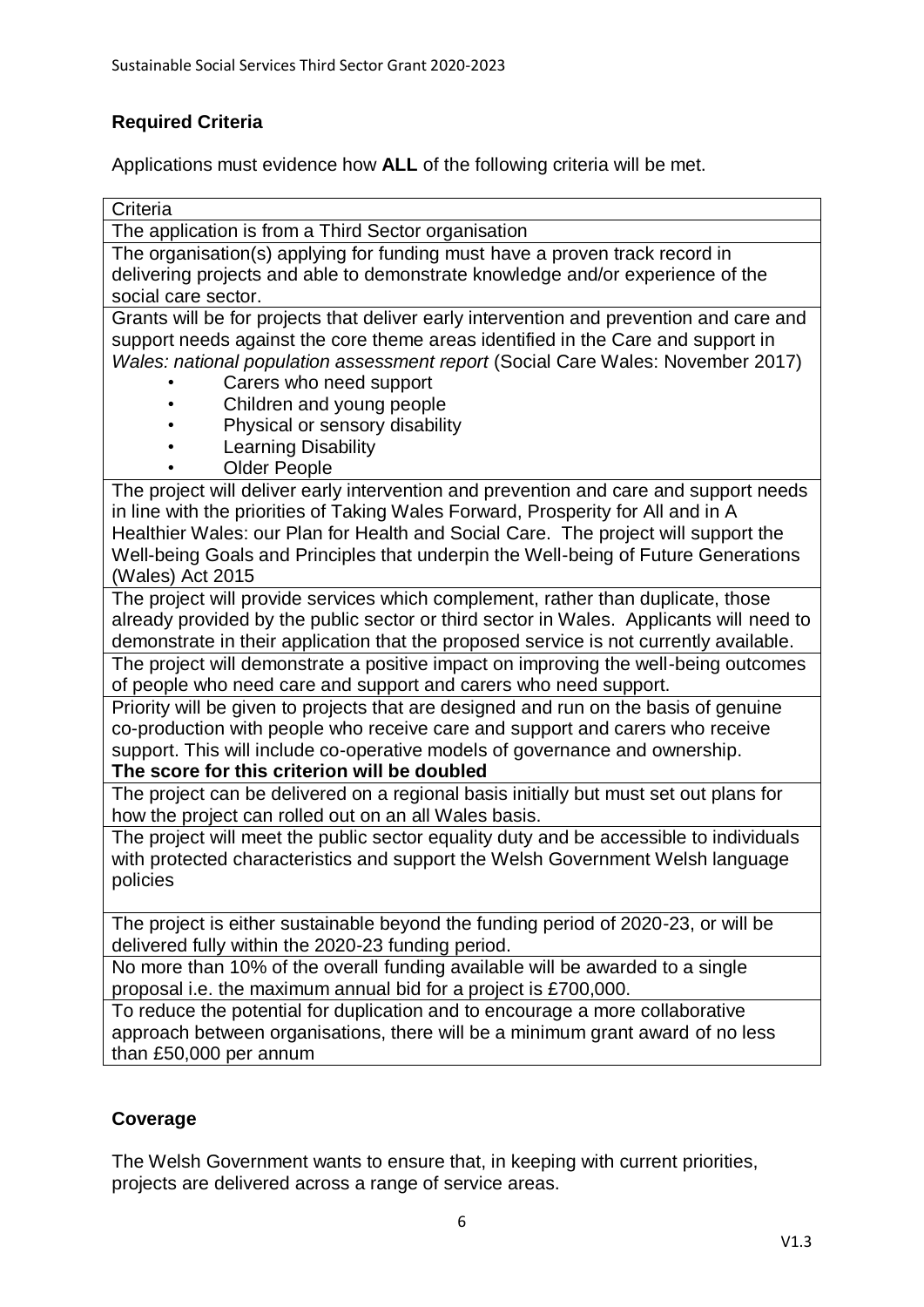## Required Criteria

Applications must evidence how **ALL** of the following criteria will be met.

| Criteria |
|---|
| The application is from a Third Sector organisation |
| The organisation(s) applying for funding must have a proven track record in delivering projects and able to demonstrate knowledge and/or experience of the social care sector. |
| Grants will be for projects that deliver early intervention and prevention and care and support needs against the core theme areas identified in the Care and support in *Wales: national population assessment report* (Social Care Wales: November 2017)<br>• Carers who need support<br>• Children and young people<br>• Physical or sensory disability<br>• Learning Disability<br>• Older People |
| The project will deliver early intervention and prevention and care and support needs in line with the priorities of Taking Wales Forward, Prosperity for All and in A Healthier Wales: our Plan for Health and Social Care. The project will support the Well-being Goals and Principles that underpin the Well-being of Future Generations (Wales) Act 2015 |
| The project will provide services which complement, rather than duplicate, those already provided by the public sector or third sector in Wales. Applicants will need to demonstrate in their application that the proposed service is not currently available. |
| The project will demonstrate a positive impact on improving the well-being outcomes of people who need care and support and carers who need support. |
| Priority will be given to projects that are designed and run on the basis of genuine co-production with people who receive care and support and carers who receive support. This will include co-operative models of governance and ownership.<br>**The score for this criterion will be doubled** |
| The project can be delivered on a regional basis initially but must set out plans for how the project can rolled out on an all Wales basis. |
| The project will meet the public sector equality duty and be accessible to individuals with protected characteristics and support the Welsh Government Welsh language policies |
| The project is either sustainable beyond the funding period of 2020-23, or will be delivered fully within the 2020-23 funding period. |
| No more than 10% of the overall funding available will be awarded to a single proposal i.e. the maximum annual bid for a project is £700,000. |
| To reduce the potential for duplication and to encourage a more collaborative approach between organisations, there will be a minimum grant award of no less than £50,000 per annum |

## Coverage

The Welsh Government wants to ensure that, in keeping with current priorities, projects are delivered across a range of service areas.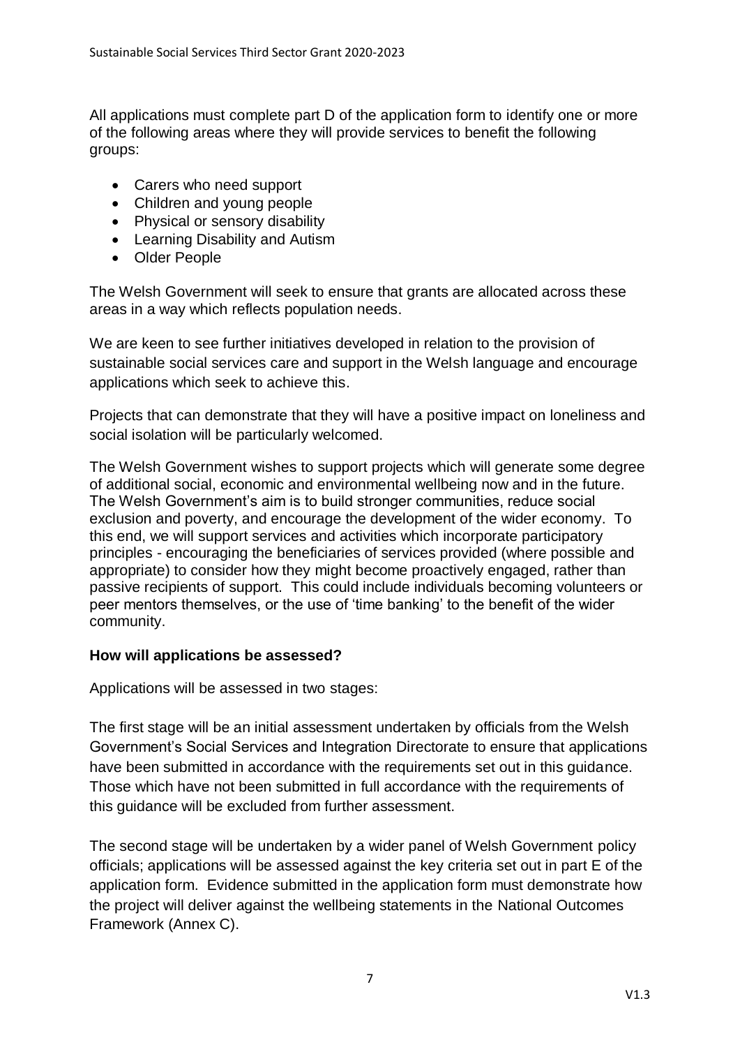All applications must complete part D of the application form to identify one or more of the following areas where they will provide services to benefit the following groups:

- Carers who need support
- Children and young people
- Physical or sensory disability
- Learning Disability and Autism
- Older People

The Welsh Government will seek to ensure that grants are allocated across these areas in a way which reflects population needs.

We are keen to see further initiatives developed in relation to the provision of sustainable social services care and support in the Welsh language and encourage applications which seek to achieve this.

Projects that can demonstrate that they will have a positive impact on loneliness and social isolation will be particularly welcomed.

The Welsh Government wishes to support projects which will generate some degree of additional social, economic and environmental wellbeing now and in the future. The Welsh Government's aim is to build stronger communities, reduce social exclusion and poverty, and encourage the development of the wider economy. To this end, we will support services and activities which incorporate participatory principles - encouraging the beneficiaries of services provided (where possible and appropriate) to consider how they might become proactively engaged, rather than passive recipients of support. This could include individuals becoming volunteers or peer mentors themselves, or the use of 'time banking' to the benefit of the wider community.

**How will applications be assessed?**

Applications will be assessed in two stages:

The first stage will be an initial assessment undertaken by officials from the Welsh Government's Social Services and Integration Directorate to ensure that applications have been submitted in accordance with the requirements set out in this guidance. Those which have not been submitted in full accordance with the requirements of this guidance will be excluded from further assessment.

The second stage will be undertaken by a wider panel of Welsh Government policy officials; applications will be assessed against the key criteria set out in part E of the application form. Evidence submitted in the application form must demonstrate how the project will deliver against the wellbeing statements in the National Outcomes Framework (Annex C).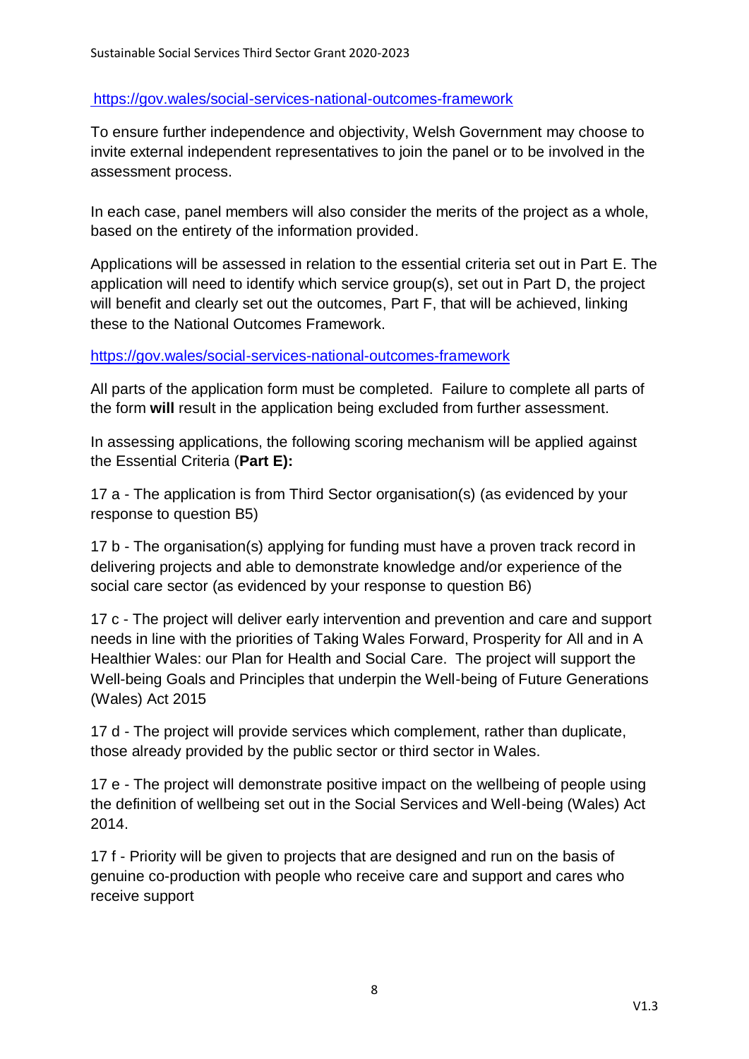https://gov.wales/social-services-national-outcomes-framework

To ensure further independence and objectivity, Welsh Government may choose to invite external independent representatives to join the panel or to be involved in the assessment process.

In each case, panel members will also consider the merits of the project as a whole, based on the entirety of the information provided.

Applications will be assessed in relation to the essential criteria set out in Part E. The application will need to identify which service group(s), set out in Part D, the project will benefit and clearly set out the outcomes, Part F, that will be achieved, linking these to the National Outcomes Framework.

https://gov.wales/social-services-national-outcomes-framework

All parts of the application form must be completed. Failure to complete all parts of the form **will** result in the application being excluded from further assessment.

In assessing applications, the following scoring mechanism will be applied against the Essential Criteria (**Part E):**

17 a - The application is from Third Sector organisation(s) (as evidenced by your response to question B5)

17 b - The organisation(s) applying for funding must have a proven track record in delivering projects and able to demonstrate knowledge and/or experience of the social care sector (as evidenced by your response to question B6)

17 c - The project will deliver early intervention and prevention and care and support needs in line with the priorities of Taking Wales Forward, Prosperity for All and in A Healthier Wales: our Plan for Health and Social Care. The project will support the Well-being Goals and Principles that underpin the Well-being of Future Generations (Wales) Act 2015

17 d - The project will provide services which complement, rather than duplicate, those already provided by the public sector or third sector in Wales.

17 e - The project will demonstrate positive impact on the wellbeing of people using the definition of wellbeing set out in the Social Services and Well-being (Wales) Act 2014.

17 f - Priority will be given to projects that are designed and run on the basis of genuine co-production with people who receive care and support and cares who receive support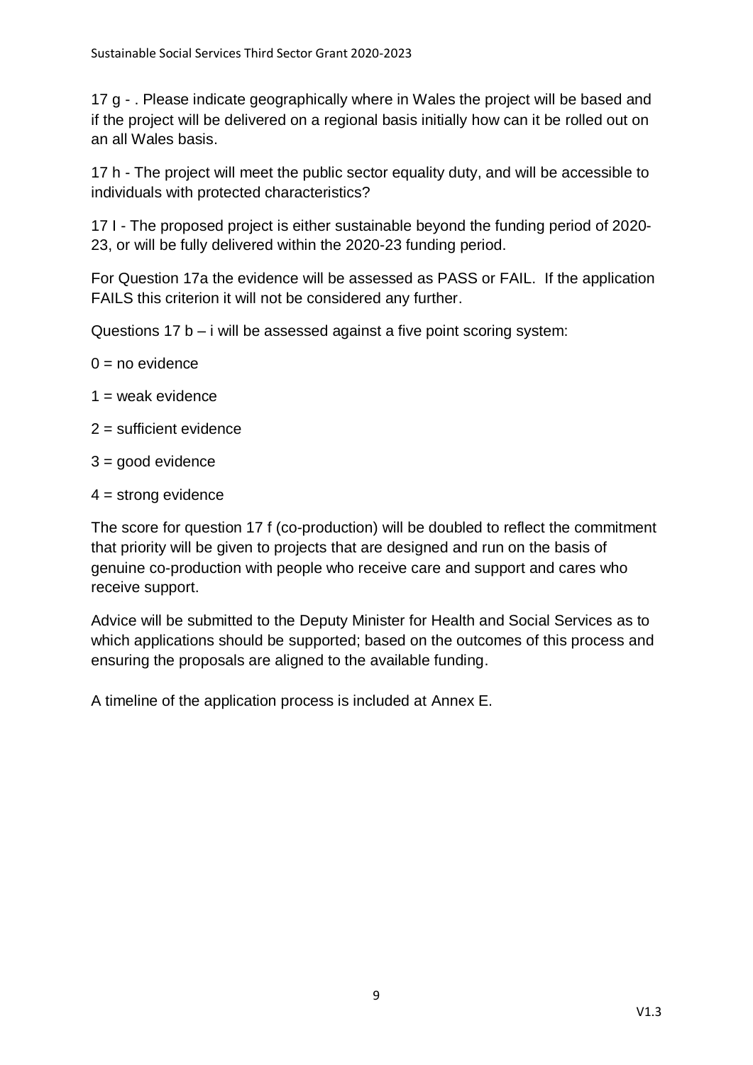17 g - . Please indicate geographically where in Wales the project will be based and if the project will be delivered on a regional basis initially how can it be rolled out on an all Wales basis.

17 h - The project will meet the public sector equality duty, and will be accessible to individuals with protected characteristics?

17 I - The proposed project is either sustainable beyond the funding period of 2020-23, or will be fully delivered within the 2020-23 funding period.

For Question 17a the evidence will be assessed as PASS or FAIL. If the application FAILS this criterion it will not be considered any further.

Questions 17 b – i will be assessed against a five point scoring system:

0 = no evidence

1 = weak evidence

2 = sufficient evidence

3 = good evidence

4 = strong evidence

The score for question 17 f (co-production) will be doubled to reflect the commitment that priority will be given to projects that are designed and run on the basis of genuine co-production with people who receive care and support and cares who receive support.

Advice will be submitted to the Deputy Minister for Health and Social Services as to which applications should be supported; based on the outcomes of this process and ensuring the proposals are aligned to the available funding.

A timeline of the application process is included at Annex E.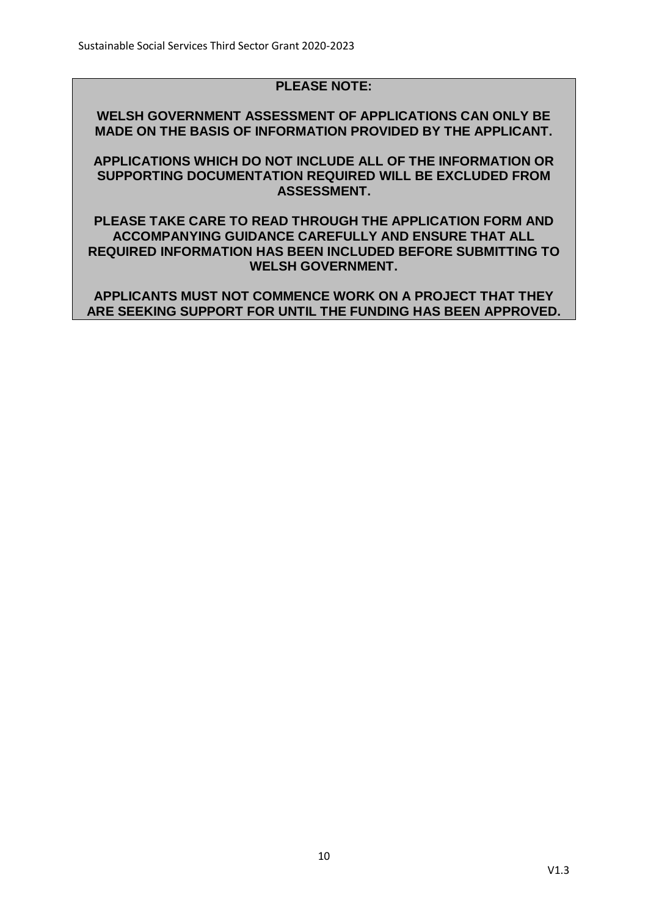**PLEASE NOTE:**

**WELSH GOVERNMENT ASSESSMENT OF APPLICATIONS CAN ONLY BE MADE ON THE BASIS OF INFORMATION PROVIDED BY THE APPLICANT.**

**APPLICATIONS WHICH DO NOT INCLUDE ALL OF THE INFORMATION OR SUPPORTING DOCUMENTATION REQUIRED WILL BE EXCLUDED FROM ASSESSMENT.**

**PLEASE TAKE CARE TO READ THROUGH THE APPLICATION FORM AND ACCOMPANYING GUIDANCE CAREFULLY AND ENSURE THAT ALL REQUIRED INFORMATION HAS BEEN INCLUDED BEFORE SUBMITTING TO WELSH GOVERNMENT.**

**APPLICANTS MUST NOT COMMENCE WORK ON A PROJECT THAT THEY ARE SEEKING SUPPORT FOR UNTIL THE FUNDING HAS BEEN APPROVED.**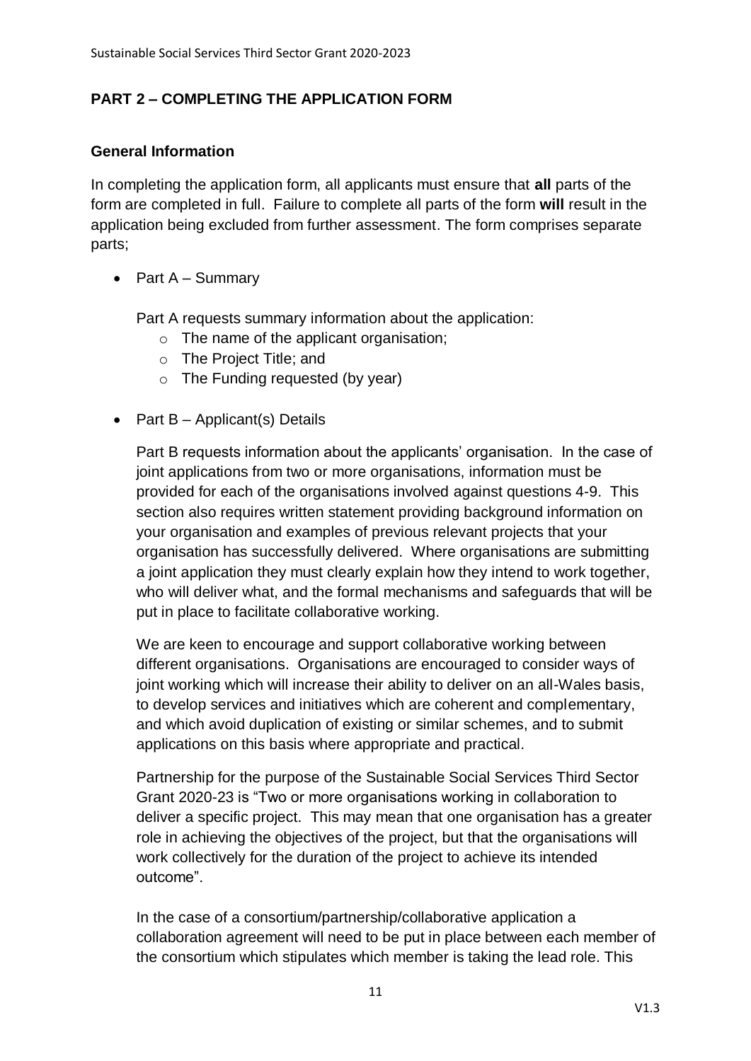## PART 2 – COMPLETING THE APPLICATION FORM

### General Information

In completing the application form, all applicants must ensure that **all** parts of the form are completed in full. Failure to complete all parts of the form **will** result in the application being excluded from further assessment. The form comprises separate parts;

- Part A – Summary

  Part A requests summary information about the application:
    - The name of the applicant organisation;
    - The Project Title; and
    - The Funding requested (by year)

- Part B – Applicant(s) Details

  Part B requests information about the applicants' organisation. In the case of joint applications from two or more organisations, information must be provided for each of the organisations involved against questions 4-9. This section also requires written statement providing background information on your organisation and examples of previous relevant projects that your organisation has successfully delivered. Where organisations are submitting a joint application they must clearly explain how they intend to work together, who will deliver what, and the formal mechanisms and safeguards that will be put in place to facilitate collaborative working.

  We are keen to encourage and support collaborative working between different organisations. Organisations are encouraged to consider ways of joint working which will increase their ability to deliver on an all-Wales basis, to develop services and initiatives which are coherent and complementary, and which avoid duplication of existing or similar schemes, and to submit applications on this basis where appropriate and practical.

  Partnership for the purpose of the Sustainable Social Services Third Sector Grant 2020-23 is "Two or more organisations working in collaboration to deliver a specific project. This may mean that one organisation has a greater role in achieving the objectives of the project, but that the organisations will work collectively for the duration of the project to achieve its intended outcome".

  In the case of a consortium/partnership/collaborative application a collaboration agreement will need to be put in place between each member of the consortium which stipulates which member is taking the lead role. This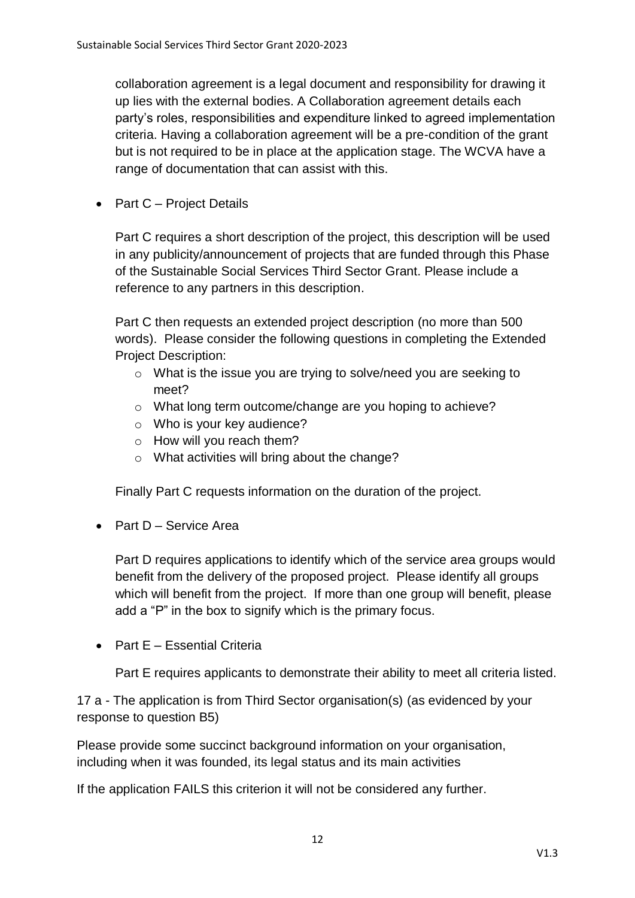collaboration agreement is a legal document and responsibility for drawing it up lies with the external bodies. A Collaboration agreement details each party's roles, responsibilities and expenditure linked to agreed implementation criteria. Having a collaboration agreement will be a pre-condition of the grant but is not required to be in place at the application stage. The WCVA have a range of documentation that can assist with this.

- Part C – Project Details

  Part C requires a short description of the project, this description will be used in any publicity/announcement of projects that are funded through this Phase of the Sustainable Social Services Third Sector Grant. Please include a reference to any partners in this description.

  Part C then requests an extended project description (no more than 500 words). Please consider the following questions in completing the Extended Project Description:

  - What is the issue you are trying to solve/need you are seeking to meet?
  - What long term outcome/change are you hoping to achieve?
  - Who is your key audience?
  - How will you reach them?
  - What activities will bring about the change?

  Finally Part C requests information on the duration of the project.

- Part D – Service Area

  Part D requires applications to identify which of the service area groups would benefit from the delivery of the proposed project. Please identify all groups which will benefit from the project. If more than one group will benefit, please add a "P" in the box to signify which is the primary focus.

- Part E – Essential Criteria

  Part E requires applicants to demonstrate their ability to meet all criteria listed.

17 a - The application is from Third Sector organisation(s) (as evidenced by your response to question B5)

Please provide some succinct background information on your organisation, including when it was founded, its legal status and its main activities

If the application FAILS this criterion it will not be considered any further.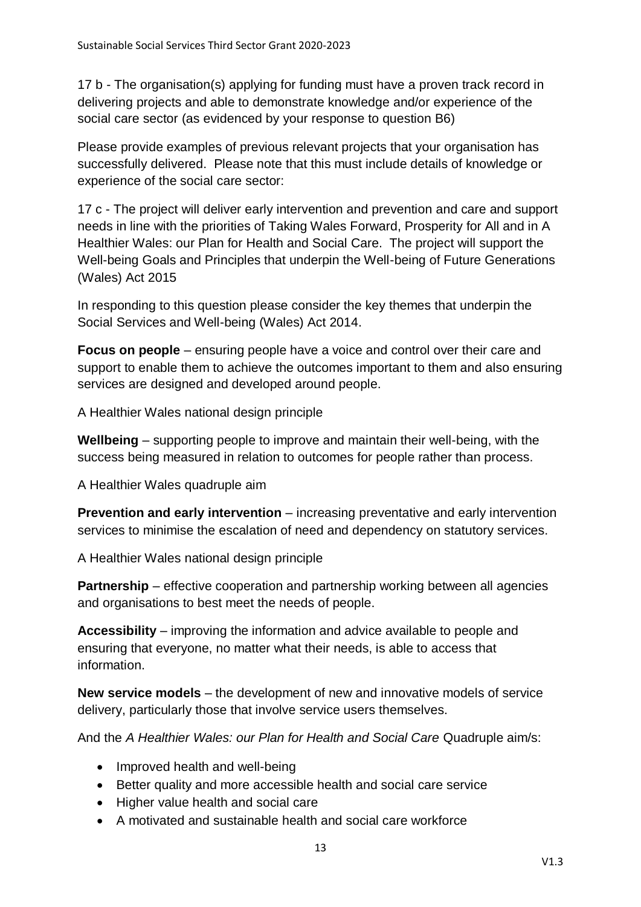17 b - The organisation(s) applying for funding must have a proven track record in delivering projects and able to demonstrate knowledge and/or experience of the social care sector (as evidenced by your response to question B6)

Please provide examples of previous relevant projects that your organisation has successfully delivered. Please note that this must include details of knowledge or experience of the social care sector:

17 c - The project will deliver early intervention and prevention and care and support needs in line with the priorities of Taking Wales Forward, Prosperity for All and in A Healthier Wales: our Plan for Health and Social Care. The project will support the Well-being Goals and Principles that underpin the Well-being of Future Generations (Wales) Act 2015

In responding to this question please consider the key themes that underpin the Social Services and Well-being (Wales) Act 2014.

**Focus on people** – ensuring people have a voice and control over their care and support to enable them to achieve the outcomes important to them and also ensuring services are designed and developed around people.

A Healthier Wales national design principle

**Wellbeing** – supporting people to improve and maintain their well-being, with the success being measured in relation to outcomes for people rather than process.

A Healthier Wales quadruple aim

**Prevention and early intervention** – increasing preventative and early intervention services to minimise the escalation of need and dependency on statutory services.

A Healthier Wales national design principle

**Partnership** – effective cooperation and partnership working between all agencies and organisations to best meet the needs of people.

**Accessibility** – improving the information and advice available to people and ensuring that everyone, no matter what their needs, is able to access that information.

**New service models** – the development of new and innovative models of service delivery, particularly those that involve service users themselves.

And the *A Healthier Wales: our Plan for Health and Social Care* Quadruple aim/s:

- Improved health and well-being
- Better quality and more accessible health and social care service
- Higher value health and social care
- A motivated and sustainable health and social care workforce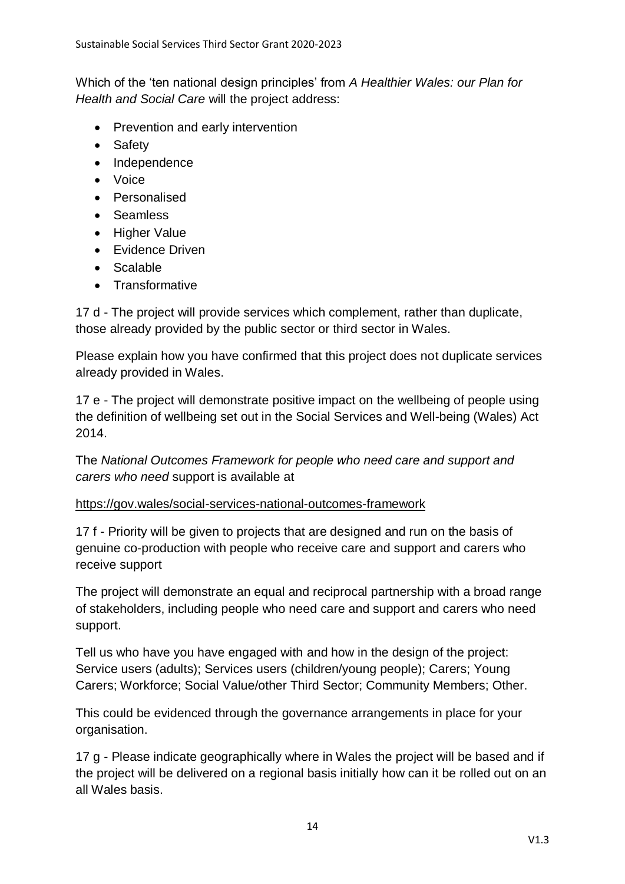Which of the 'ten national design principles' from *A Healthier Wales: our Plan for Health and Social Care* will the project address:

- Prevention and early intervention
- Safety
- Independence
- Voice
- Personalised
- Seamless
- Higher Value
- Evidence Driven
- Scalable
- Transformative

17 d - The project will provide services which complement, rather than duplicate, those already provided by the public sector or third sector in Wales.

Please explain how you have confirmed that this project does not duplicate services already provided in Wales.

17 e - The project will demonstrate positive impact on the wellbeing of people using the definition of wellbeing set out in the Social Services and Well-being (Wales) Act 2014.

The *National Outcomes Framework for people who need care and support and carers who need* support is available at

https://gov.wales/social-services-national-outcomes-framework

17 f - Priority will be given to projects that are designed and run on the basis of genuine co-production with people who receive care and support and carers who receive support

The project will demonstrate an equal and reciprocal partnership with a broad range of stakeholders, including people who need care and support and carers who need support.

Tell us who have you have engaged with and how in the design of the project: Service users (adults); Services users (children/young people); Carers; Young Carers; Workforce; Social Value/other Third Sector; Community Members; Other.

This could be evidenced through the governance arrangements in place for your organisation.

17 g - Please indicate geographically where in Wales the project will be based and if the project will be delivered on a regional basis initially how can it be rolled out on an all Wales basis.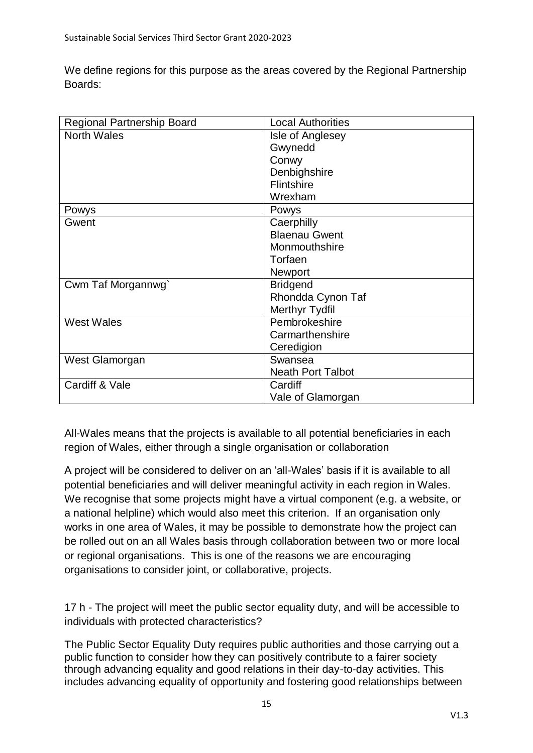We define regions for this purpose as the areas covered by the Regional Partnership Boards:

| Regional Partnership Board | Local Authorities |
| --- | --- |
| North Wales | Isle of Anglesey<br>Gwynedd<br>Conwy<br>Denbighshire<br>Flintshire<br>Wrexham |
| Powys | Powys |
| Gwent | Caerphilly<br>Blaenau Gwent<br>Monmouthshire<br>Torfaen<br>Newport |
| Cwm Taf Morgannwg` | Bridgend<br>Rhondda Cynon Taf<br>Merthyr Tydfil |
| West Wales | Pembrokeshire<br>Carmarthenshire<br>Ceredigion |
| West Glamorgan | Swansea<br>Neath Port Talbot |
| Cardiff & Vale | Cardiff<br>Vale of Glamorgan |

All-Wales means that the projects is available to all potential beneficiaries in each region of Wales, either through a single organisation or collaboration

A project will be considered to deliver on an 'all-Wales' basis if it is available to all potential beneficiaries and will deliver meaningful activity in each region in Wales. We recognise that some projects might have a virtual component (e.g. a website, or a national helpline) which would also meet this criterion. If an organisation only works in one area of Wales, it may be possible to demonstrate how the project can be rolled out on an all Wales basis through collaboration between two or more local or regional organisations. This is one of the reasons we are encouraging organisations to consider joint, or collaborative, projects.

17 h - The project will meet the public sector equality duty, and will be accessible to individuals with protected characteristics?

The Public Sector Equality Duty requires public authorities and those carrying out a public function to consider how they can positively contribute to a fairer society through advancing equality and good relations in their day-to-day activities. This includes advancing equality of opportunity and fostering good relationships between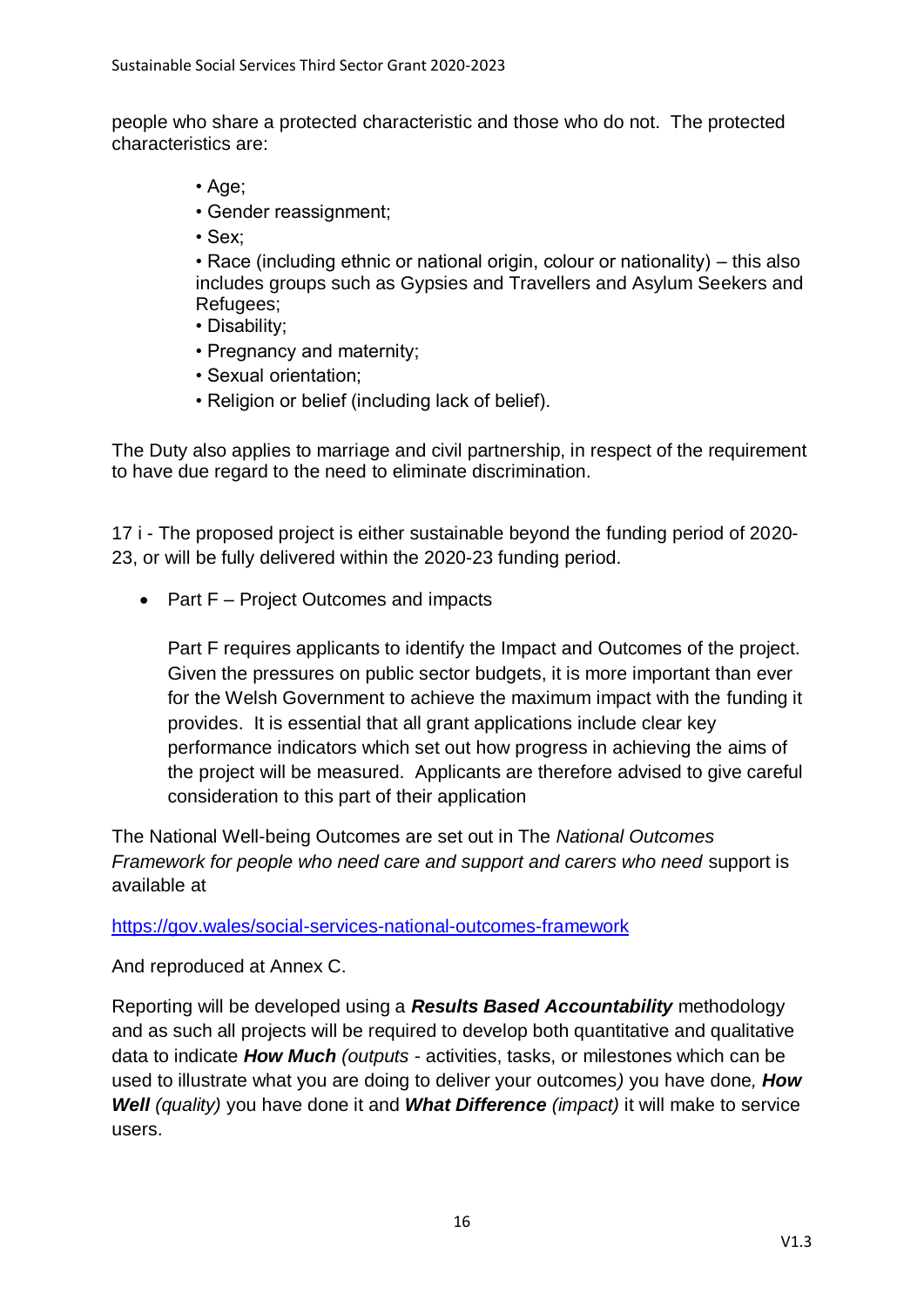people who share a protected characteristic and those who do not. The protected characteristics are:

- Age;
- Gender reassignment;
- Sex;
- Race (including ethnic or national origin, colour or nationality) – this also includes groups such as Gypsies and Travellers and Asylum Seekers and Refugees;
- Disability;
- Pregnancy and maternity;
- Sexual orientation;
- Religion or belief (including lack of belief).

The Duty also applies to marriage and civil partnership, in respect of the requirement to have due regard to the need to eliminate discrimination.

17 i - The proposed project is either sustainable beyond the funding period of 2020-23, or will be fully delivered within the 2020-23 funding period.

- Part F – Project Outcomes and impacts

  Part F requires applicants to identify the Impact and Outcomes of the project. Given the pressures on public sector budgets, it is more important than ever for the Welsh Government to achieve the maximum impact with the funding it provides. It is essential that all grant applications include clear key performance indicators which set out how progress in achieving the aims of the project will be measured. Applicants are therefore advised to give careful consideration to this part of their application

The National Well-being Outcomes are set out in The *National Outcomes Framework for people who need care and support and carers who need* support is available at

https://gov.wales/social-services-national-outcomes-framework

And reproduced at Annex C.

Reporting will be developed using a ***Results Based Accountability*** methodology and as such all projects will be required to develop both quantitative and qualitative data to indicate ***How Much*** *(outputs -* activities, tasks, or milestones which can be used to illustrate what you are doing to deliver your outcomes*)* you have done*,* ***How Well*** *(quality)* you have done it and ***What Difference*** *(impact)* it will make to service users.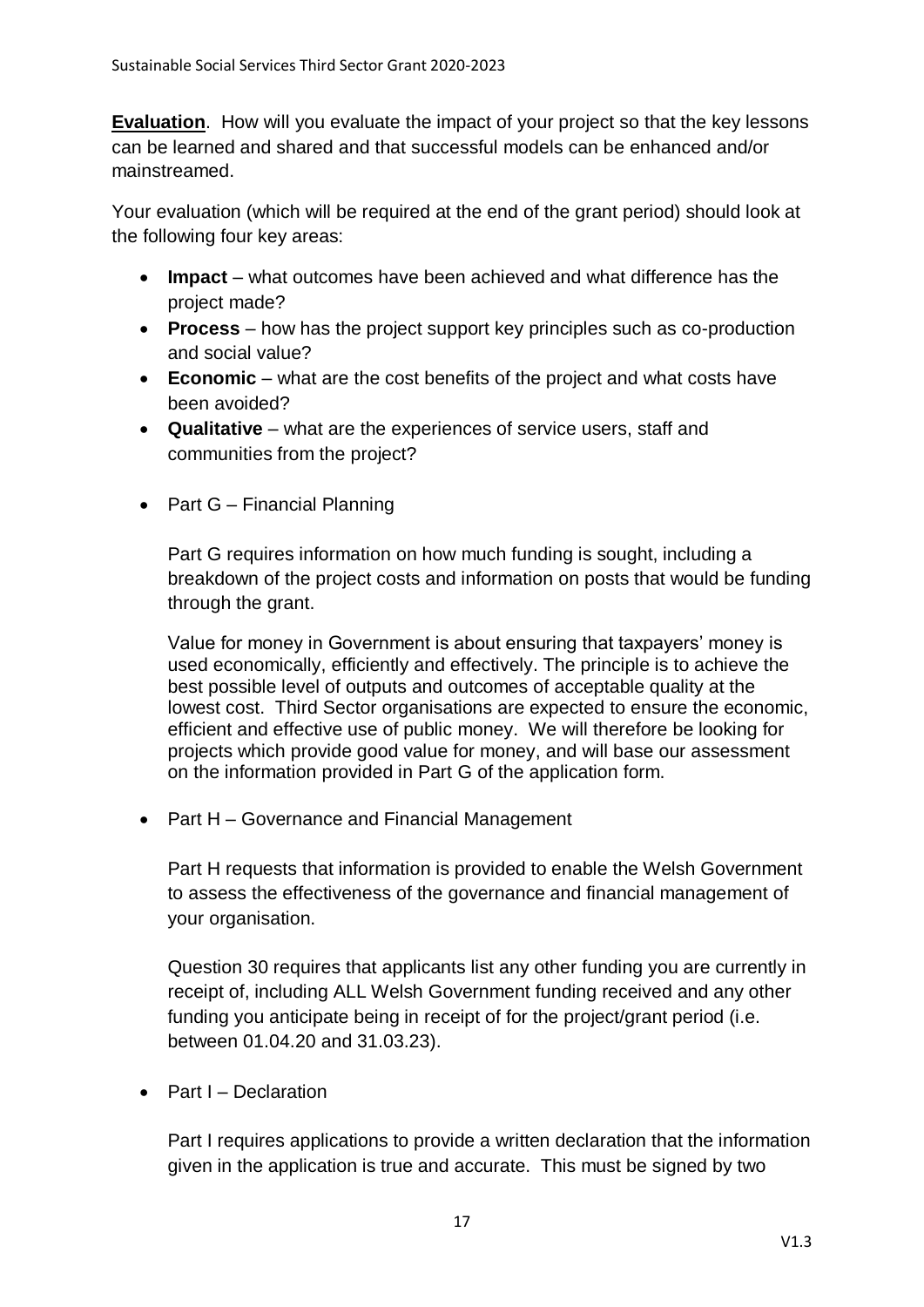**Evaluation**. How will you evaluate the impact of your project so that the key lessons can be learned and shared and that successful models can be enhanced and/or mainstreamed.

Your evaluation (which will be required at the end of the grant period) should look at the following four key areas:

- **Impact** – what outcomes have been achieved and what difference has the project made?
- **Process** – how has the project support key principles such as co-production and social value?
- **Economic** – what are the cost benefits of the project and what costs have been avoided?
- **Qualitative** – what are the experiences of service users, staff and communities from the project?

- Part G – Financial Planning

  Part G requires information on how much funding is sought, including a breakdown of the project costs and information on posts that would be funding through the grant.

  Value for money in Government is about ensuring that taxpayers' money is used economically, efficiently and effectively. The principle is to achieve the best possible level of outputs and outcomes of acceptable quality at the lowest cost. Third Sector organisations are expected to ensure the economic, efficient and effective use of public money. We will therefore be looking for projects which provide good value for money, and will base our assessment on the information provided in Part G of the application form.

- Part H – Governance and Financial Management

  Part H requests that information is provided to enable the Welsh Government to assess the effectiveness of the governance and financial management of your organisation.

  Question 30 requires that applicants list any other funding you are currently in receipt of, including ALL Welsh Government funding received and any other funding you anticipate being in receipt of for the project/grant period (i.e. between 01.04.20 and 31.03.23).

- Part I – Declaration

  Part I requires applications to provide a written declaration that the information given in the application is true and accurate. This must be signed by two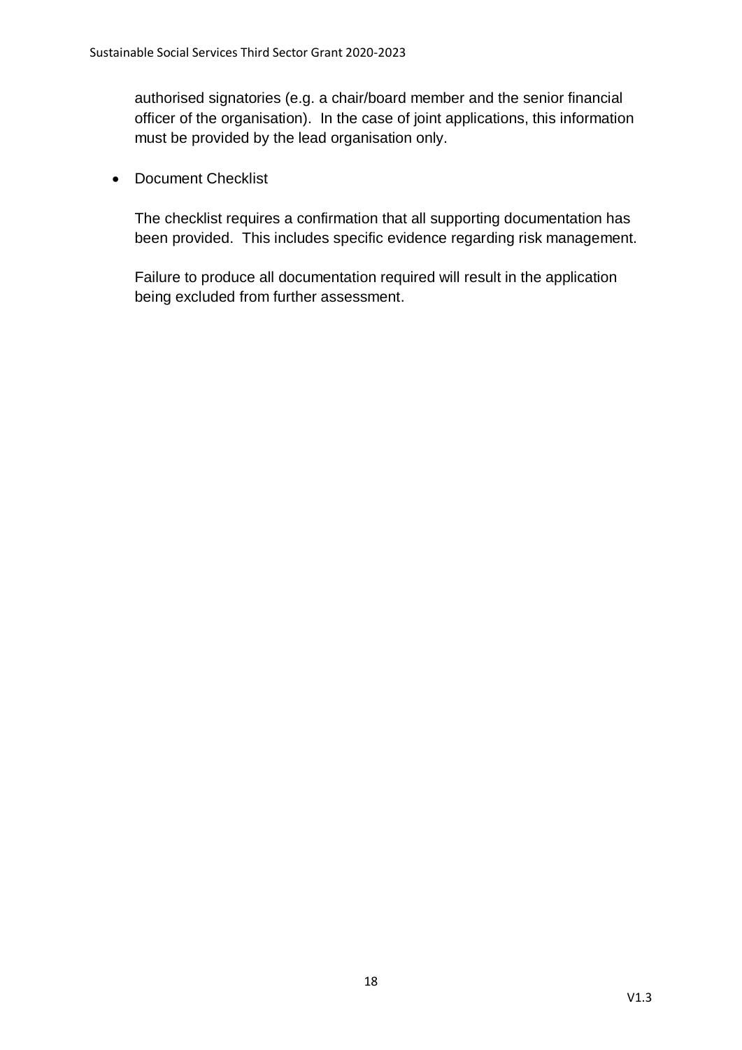authorised signatories (e.g. a chair/board member and the senior financial officer of the organisation). In the case of joint applications, this information must be provided by the lead organisation only.

- Document Checklist

  The checklist requires a confirmation that all supporting documentation has been provided. This includes specific evidence regarding risk management.

  Failure to produce all documentation required will result in the application being excluded from further assessment.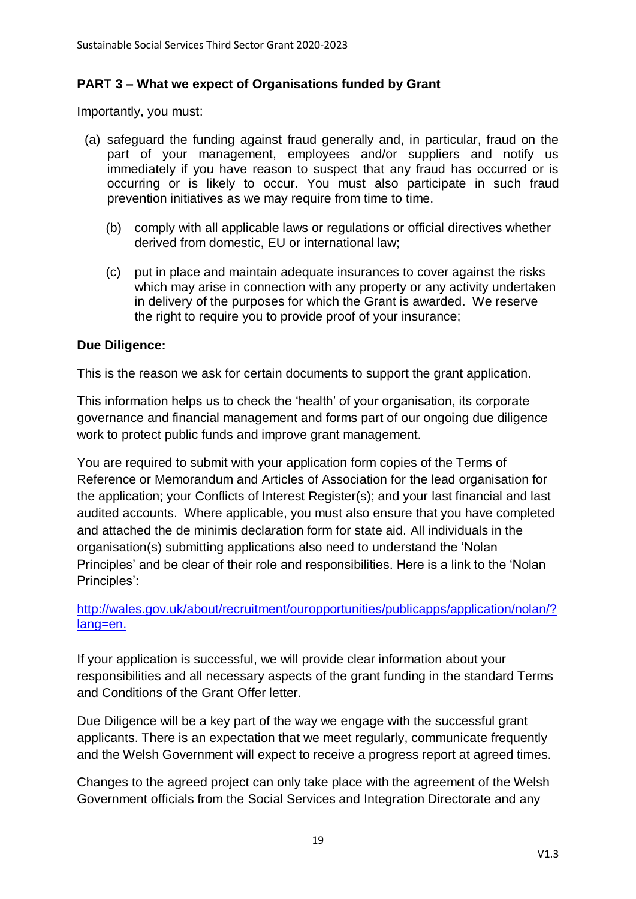**PART 3 – What we expect of Organisations funded by Grant**

Importantly, you must:

(a) safeguard the funding against fraud generally and, in particular, fraud on the part of your management, employees and/or suppliers and notify us immediately if you have reason to suspect that any fraud has occurred or is occurring or is likely to occur. You must also participate in such fraud prevention initiatives as we may require from time to time.

(b) comply with all applicable laws or regulations or official directives whether derived from domestic, EU or international law;

(c) put in place and maintain adequate insurances to cover against the risks which may arise in connection with any property or any activity undertaken in delivery of the purposes for which the Grant is awarded. We reserve the right to require you to provide proof of your insurance;

**Due Diligence:**

This is the reason we ask for certain documents to support the grant application.

This information helps us to check the 'health' of your organisation, its corporate governance and financial management and forms part of our ongoing due diligence work to protect public funds and improve grant management.

You are required to submit with your application form copies of the Terms of Reference or Memorandum and Articles of Association for the lead organisation for the application; your Conflicts of Interest Register(s); and your last financial and last audited accounts. Where applicable, you must also ensure that you have completed and attached the de minimis declaration form for state aid. All individuals in the organisation(s) submitting applications also need to understand the 'Nolan Principles' and be clear of their role and responsibilities. Here is a link to the 'Nolan Principles':

[http://wales.gov.uk/about/recruitment/ouropportunities/publicapps/application/nolan/?lang=en.](http://wales.gov.uk/about/recruitment/ouropportunities/publicapps/application/nolan/?lang=en)

If your application is successful, we will provide clear information about your responsibilities and all necessary aspects of the grant funding in the standard Terms and Conditions of the Grant Offer letter.

Due Diligence will be a key part of the way we engage with the successful grant applicants. There is an expectation that we meet regularly, communicate frequently and the Welsh Government will expect to receive a progress report at agreed times.

Changes to the agreed project can only take place with the agreement of the Welsh Government officials from the Social Services and Integration Directorate and any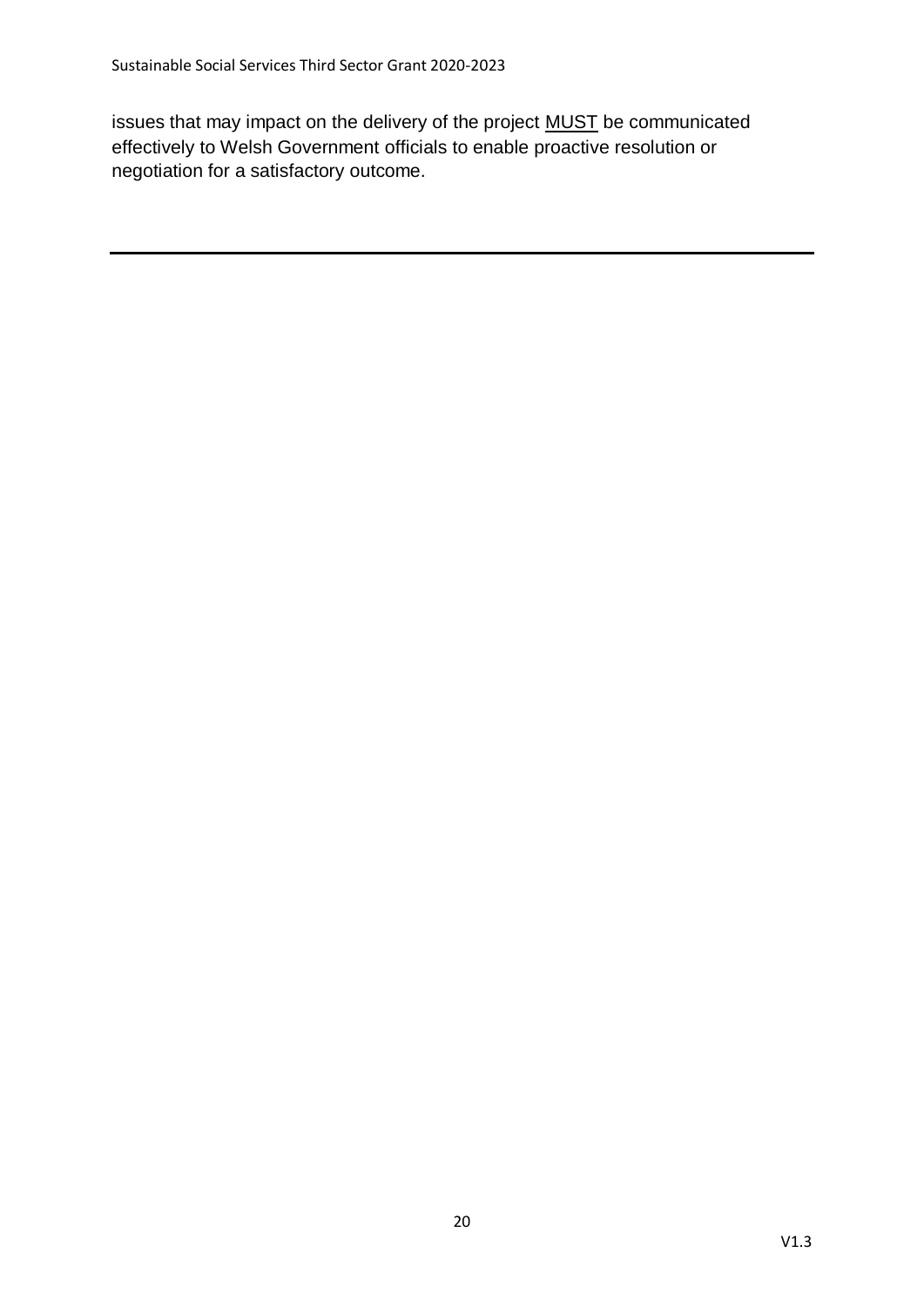issues that may impact on the delivery of the project <u>MUST</u> be communicated effectively to Welsh Government officials to enable proactive resolution or negotiation for a satisfactory outcome.

---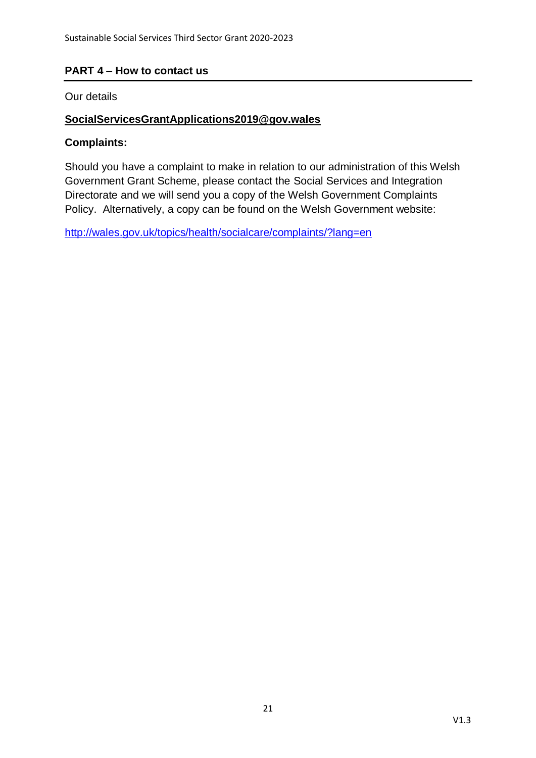## PART 4 – How to contact us

Our details

**SocialServicesGrantApplications2019@gov.wales**

**Complaints:**

Should you have a complaint to make in relation to our administration of this Welsh Government Grant Scheme, please contact the Social Services and Integration Directorate and we will send you a copy of the Welsh Government Complaints Policy. Alternatively, a copy can be found on the Welsh Government website:

http://wales.gov.uk/topics/health/socialcare/complaints/?lang=en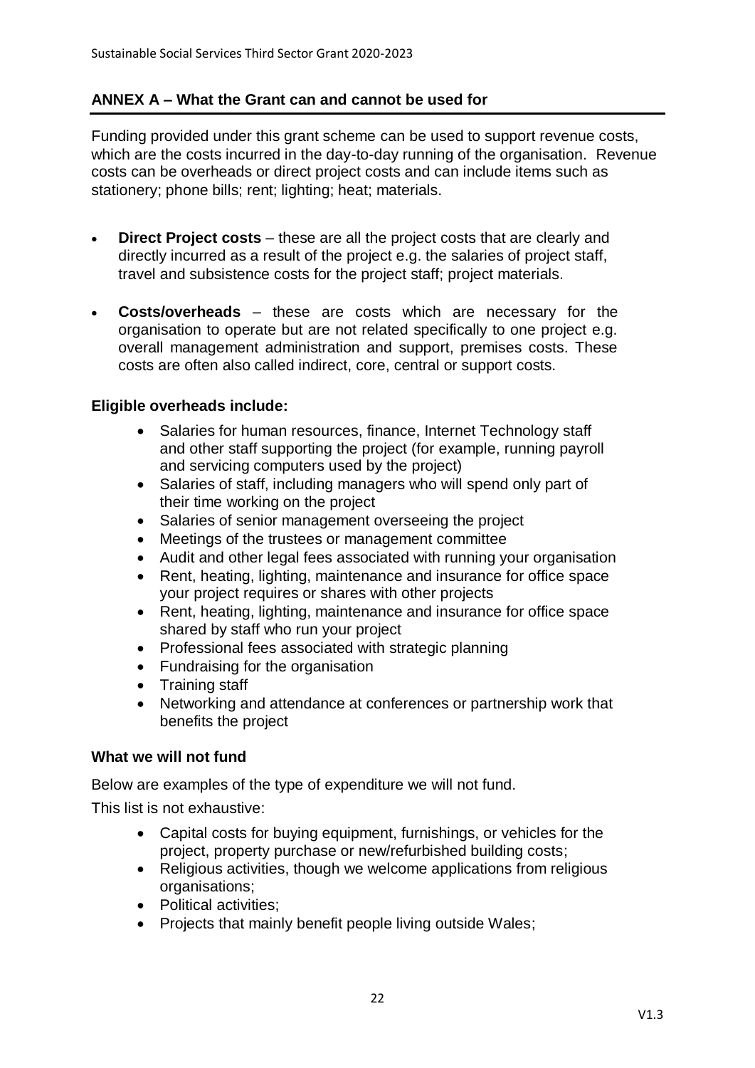## ANNEX A – What the Grant can and cannot be used for

Funding provided under this grant scheme can be used to support revenue costs, which are the costs incurred in the day-to-day running of the organisation. Revenue costs can be overheads or direct project costs and can include items such as stationery; phone bills; rent; lighting; heat; materials.

- **Direct Project costs** – these are all the project costs that are clearly and directly incurred as a result of the project e.g. the salaries of project staff, travel and subsistence costs for the project staff; project materials.
- **Costs/overheads** – these are costs which are necessary for the organisation to operate but are not related specifically to one project e.g. overall management administration and support, premises costs. These costs are often also called indirect, core, central or support costs.

### Eligible overheads include:

- Salaries for human resources, finance, Internet Technology staff and other staff supporting the project (for example, running payroll and servicing computers used by the project)
- Salaries of staff, including managers who will spend only part of their time working on the project
- Salaries of senior management overseeing the project
- Meetings of the trustees or management committee
- Audit and other legal fees associated with running your organisation
- Rent, heating, lighting, maintenance and insurance for office space your project requires or shares with other projects
- Rent, heating, lighting, maintenance and insurance for office space shared by staff who run your project
- Professional fees associated with strategic planning
- Fundraising for the organisation
- Training staff
- Networking and attendance at conferences or partnership work that benefits the project

### What we will not fund

Below are examples of the type of expenditure we will not fund.

This list is not exhaustive:

- Capital costs for buying equipment, furnishings, or vehicles for the project, property purchase or new/refurbished building costs;
- Religious activities, though we welcome applications from religious organisations;
- Political activities;
- Projects that mainly benefit people living outside Wales;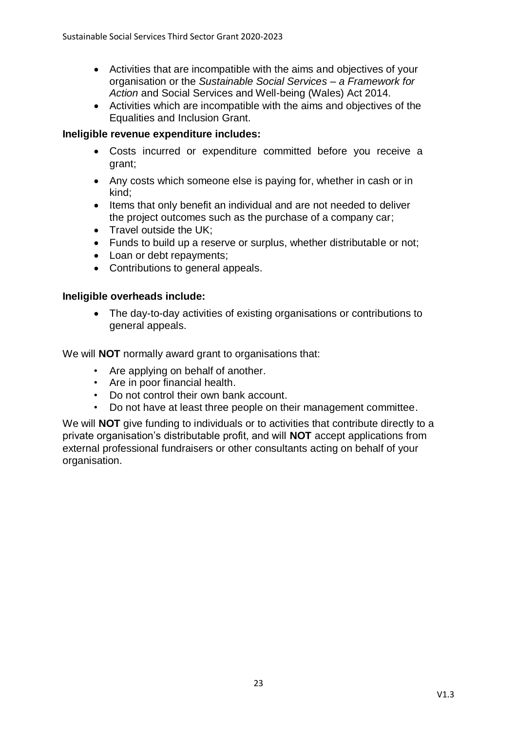- Activities that are incompatible with the aims and objectives of your organisation or the *Sustainable Social Services – a Framework for Action* and Social Services and Well-being (Wales) Act 2014.
- Activities which are incompatible with the aims and objectives of the Equalities and Inclusion Grant.

**Ineligible revenue expenditure includes:**

- Costs incurred or expenditure committed before you receive a grant;
- Any costs which someone else is paying for, whether in cash or in kind;
- Items that only benefit an individual and are not needed to deliver the project outcomes such as the purchase of a company car;
- Travel outside the UK;
- Funds to build up a reserve or surplus, whether distributable or not;
- Loan or debt repayments;
- Contributions to general appeals.

**Ineligible overheads include:**

- The day-to-day activities of existing organisations or contributions to general appeals.

We will **NOT** normally award grant to organisations that:

- Are applying on behalf of another.
- Are in poor financial health.
- Do not control their own bank account.
- Do not have at least three people on their management committee.

We will **NOT** give funding to individuals or to activities that contribute directly to a private organisation's distributable profit, and will **NOT** accept applications from external professional fundraisers or other consultants acting on behalf of your organisation.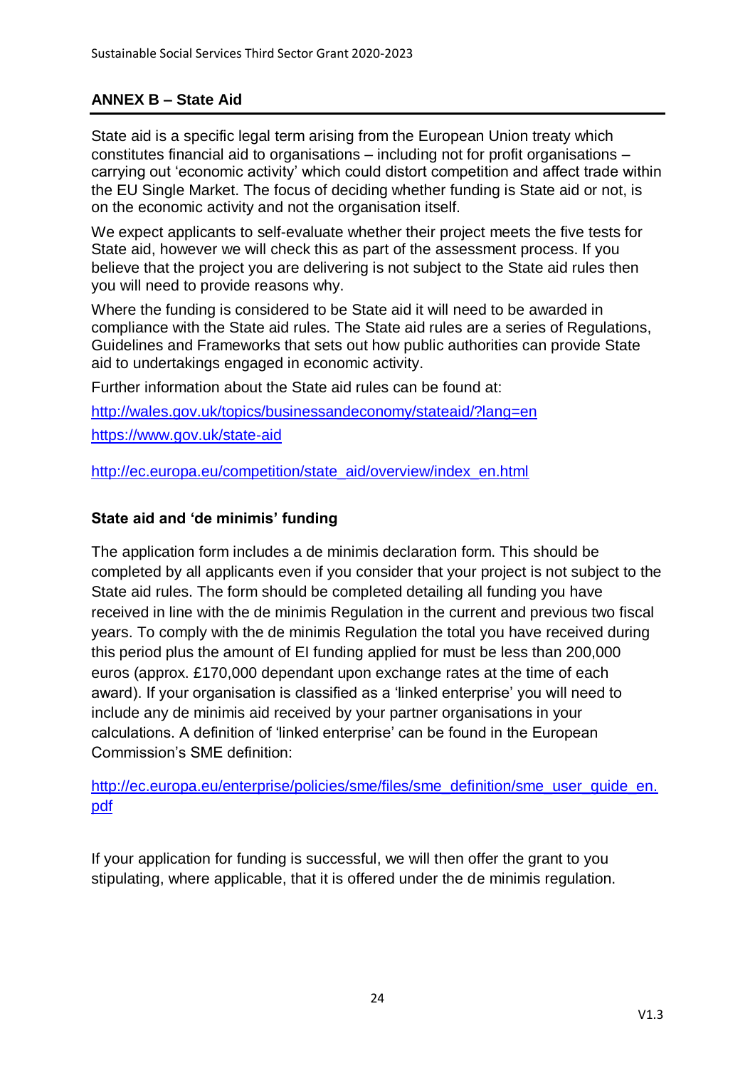## ANNEX B – State Aid

State aid is a specific legal term arising from the European Union treaty which constitutes financial aid to organisations – including not for profit organisations – carrying out 'economic activity' which could distort competition and affect trade within the EU Single Market. The focus of deciding whether funding is State aid or not, is on the economic activity and not the organisation itself.

We expect applicants to self-evaluate whether their project meets the five tests for State aid, however we will check this as part of the assessment process. If you believe that the project you are delivering is not subject to the State aid rules then you will need to provide reasons why.

Where the funding is considered to be State aid it will need to be awarded in compliance with the State aid rules. The State aid rules are a series of Regulations, Guidelines and Frameworks that sets out how public authorities can provide State aid to undertakings engaged in economic activity.

Further information about the State aid rules can be found at:

http://wales.gov.uk/topics/businessandeconomy/stateaid/?lang=en

https://www.gov.uk/state-aid

http://ec.europa.eu/competition/state_aid/overview/index_en.html

### State aid and 'de minimis' funding

The application form includes a de minimis declaration form. This should be completed by all applicants even if you consider that your project is not subject to the State aid rules. The form should be completed detailing all funding you have received in line with the de minimis Regulation in the current and previous two fiscal years. To comply with the de minimis Regulation the total you have received during this period plus the amount of EI funding applied for must be less than 200,000 euros (approx. £170,000 dependant upon exchange rates at the time of each award). If your organisation is classified as a 'linked enterprise' you will need to include any de minimis aid received by your partner organisations in your calculations. A definition of 'linked enterprise' can be found in the European Commission's SME definition:

http://ec.europa.eu/enterprise/policies/sme/files/sme_definition/sme_user_guide_en.pdf

If your application for funding is successful, we will then offer the grant to you stipulating, where applicable, that it is offered under the de minimis regulation.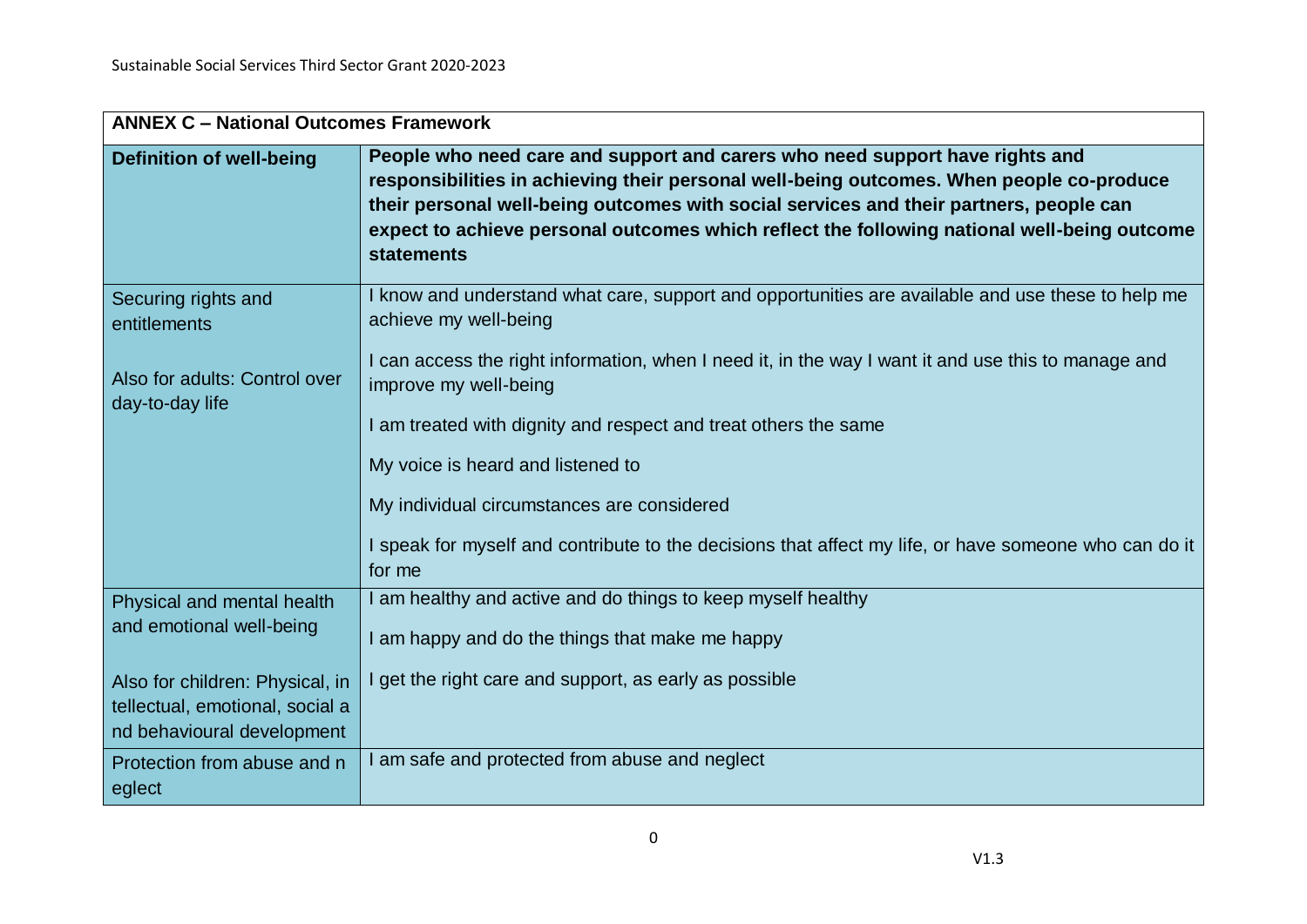| ANNEX C – National Outcomes Framework | |
|---|---|
| **Definition of well-being** | **People who need care and support and carers who need support have rights and responsibilities in achieving their personal well-being outcomes. When people co-produce their personal well-being outcomes with social services and their partners, people can expect to achieve personal outcomes which reflect the following national well-being outcome statements** |
| Securing rights and entitlements<br><br>Also for adults: Control over day-to-day life | I know and understand what care, support and opportunities are available and use these to help me achieve my well-being<br><br>I can access the right information, when I need it, in the way I want it and use this to manage and improve my well-being<br><br>I am treated with dignity and respect and treat others the same<br><br>My voice is heard and listened to<br><br>My individual circumstances are considered<br><br>I speak for myself and contribute to the decisions that affect my life, or have someone who can do it for me |
| Physical and mental health and emotional well-being<br><br>Also for children: Physical, intellectual, emotional, social and behavioural development | I am healthy and active and do things to keep myself healthy<br><br>I am happy and do the things that make me happy<br><br>I get the right care and support, as early as possible |
| Protection from abuse and neglect | I am safe and protected from abuse and neglect |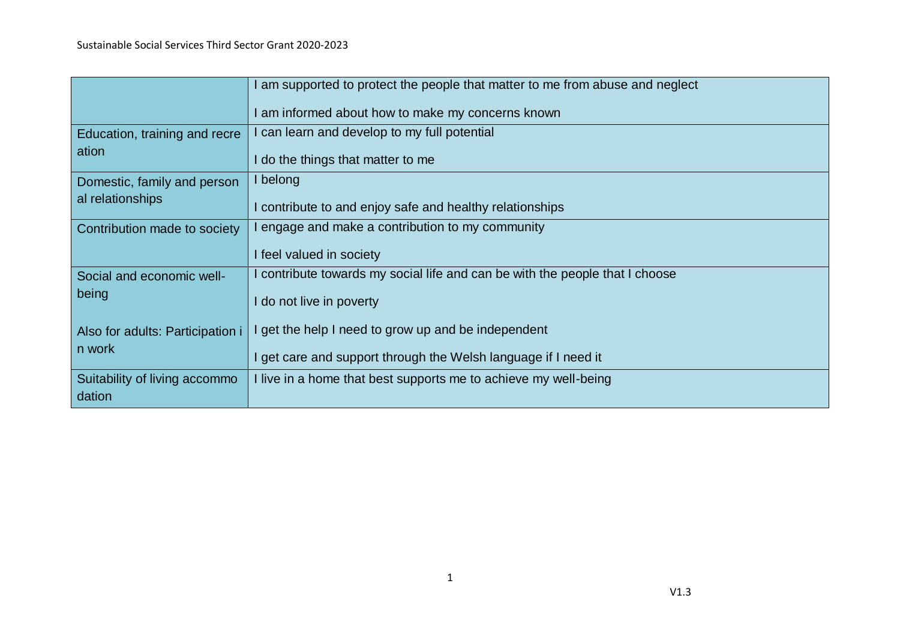| | |
|---|---|
| | I am supported to protect the people that matter to me from abuse and neglect<br><br>I am informed about how to make my concerns known |
| Education, training and recreation | I can learn and develop to my full potential<br><br>I do the things that matter to me |
| Domestic, family and personal relationships | I belong<br><br>I contribute to and enjoy safe and healthy relationships |
| Contribution made to society | I engage and make a contribution to my community<br><br>I feel valued in society |
| Social and economic well-being<br><br>Also for adults: Participation in work | I contribute towards my social life and can be with the people that I choose<br><br>I do not live in poverty<br><br>I get the help I need to grow up and be independent<br><br>I get care and support through the Welsh language if I need it |
| Suitability of living accommodation | I live in a home that best supports me to achieve my well-being |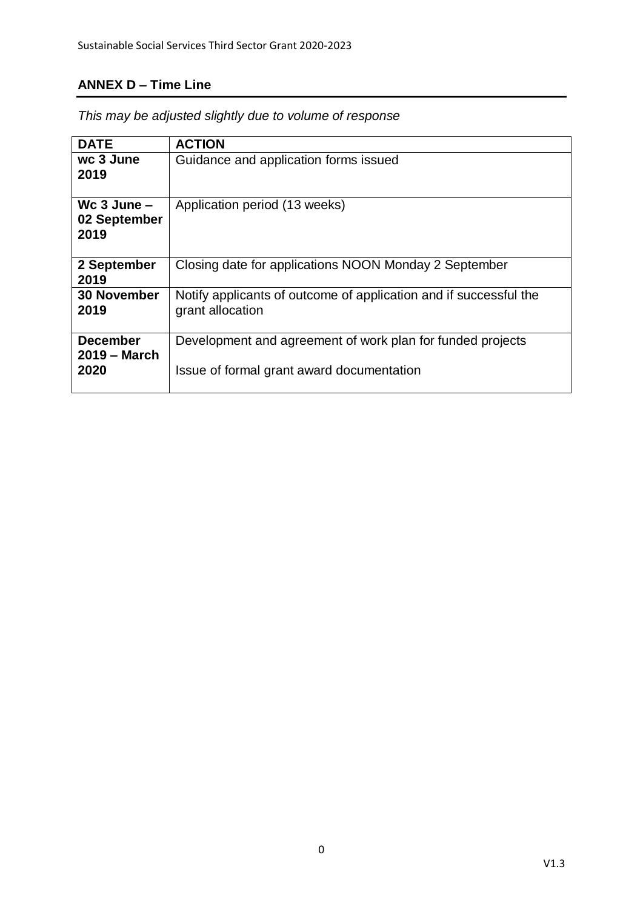## ANNEX D – Time Line

*This may be adjusted slightly due to volume of response*

| DATE | ACTION |
|---|---|
| **wc 3 June 2019** | Guidance and application forms issued |
| **Wc 3 June – 02 September 2019** | Application period (13 weeks) |
| **2 September 2019** | Closing date for applications NOON Monday 2 September |
| **30 November 2019** | Notify applicants of outcome of application and if successful the grant allocation |
| **December 2019 – March 2020** | Development and agreement of work plan for funded projects<br><br>Issue of formal grant award documentation |